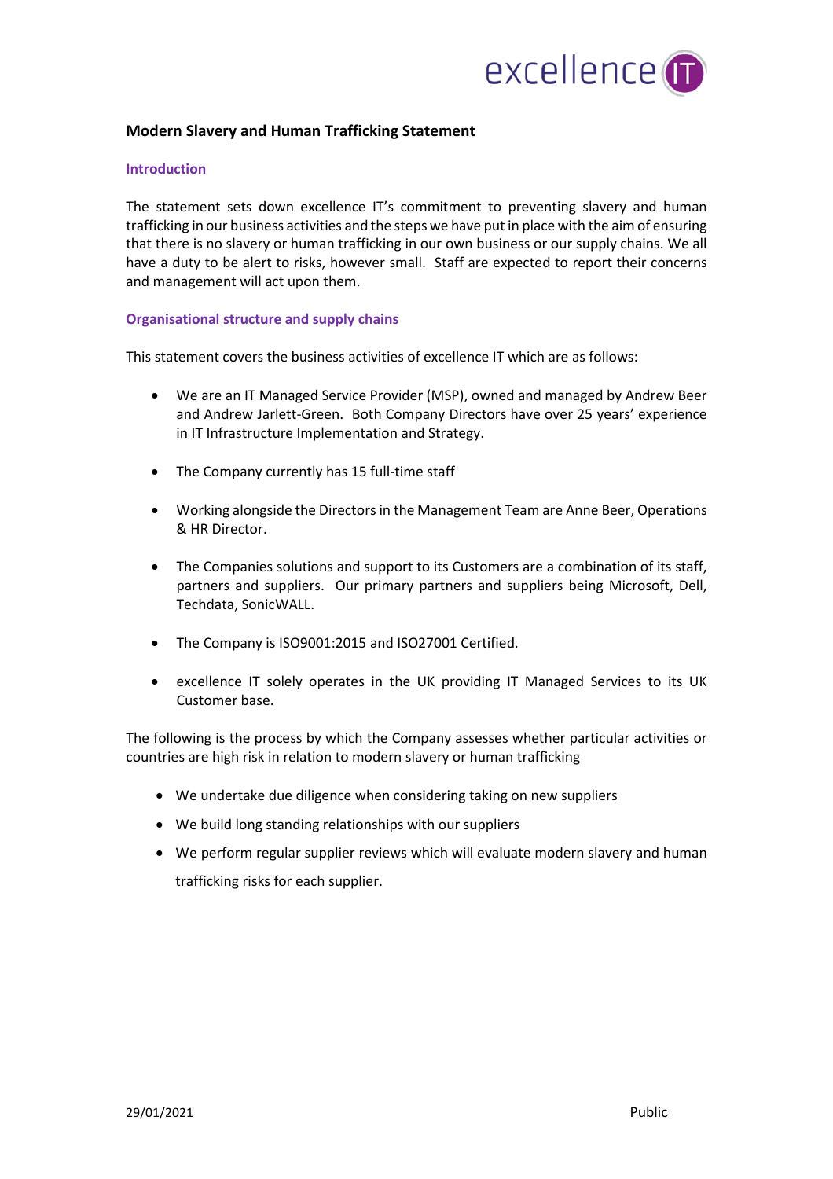## Modern Slavery and Human Trafficking Statement

### Introduction

The statement sets down excellence IT's commitment to preventing slavery and human trafficking in our business activities and the steps we have put in place with the aim of ensuring that there is no slavery or human trafficking in our own business or our supply chains. We all have a duty to be alert to risks, however small. Staff are expected to report their concerns and management will act upon them.

### Organisational structure and supply chains

This statement covers the business activities of excellence IT which are as follows:

- We are an IT Managed Service Provider (MSP), owned and managed by Andrew Beer and Andrew Jarlett-Green. Both Company Directors have over 25 years' experience in IT Infrastructure Implementation and Strategy.
- The Company currently has 15 full-time staff
- Working alongside the Directors in the Management Team are Anne Beer, Operations & HR Director.
- The Companies solutions and support to its Customers are a combination of its staff, partners and suppliers. Our primary partners and suppliers being Microsoft, Dell, Techdata, SonicWALL.
- The Company is ISO9001:2015 and ISO27001 Certified.
- excellence IT solely operates in the UK providing IT Managed Services to its UK Customer base.

The following is the process by which the Company assesses whether particular activities or countries are high risk in relation to modern slavery or human trafficking

- We undertake due diligence when considering taking on new suppliers
- We build long standing relationships with our suppliers
- We perform regular supplier reviews which will evaluate modern slavery and human trafficking risks for each supplier.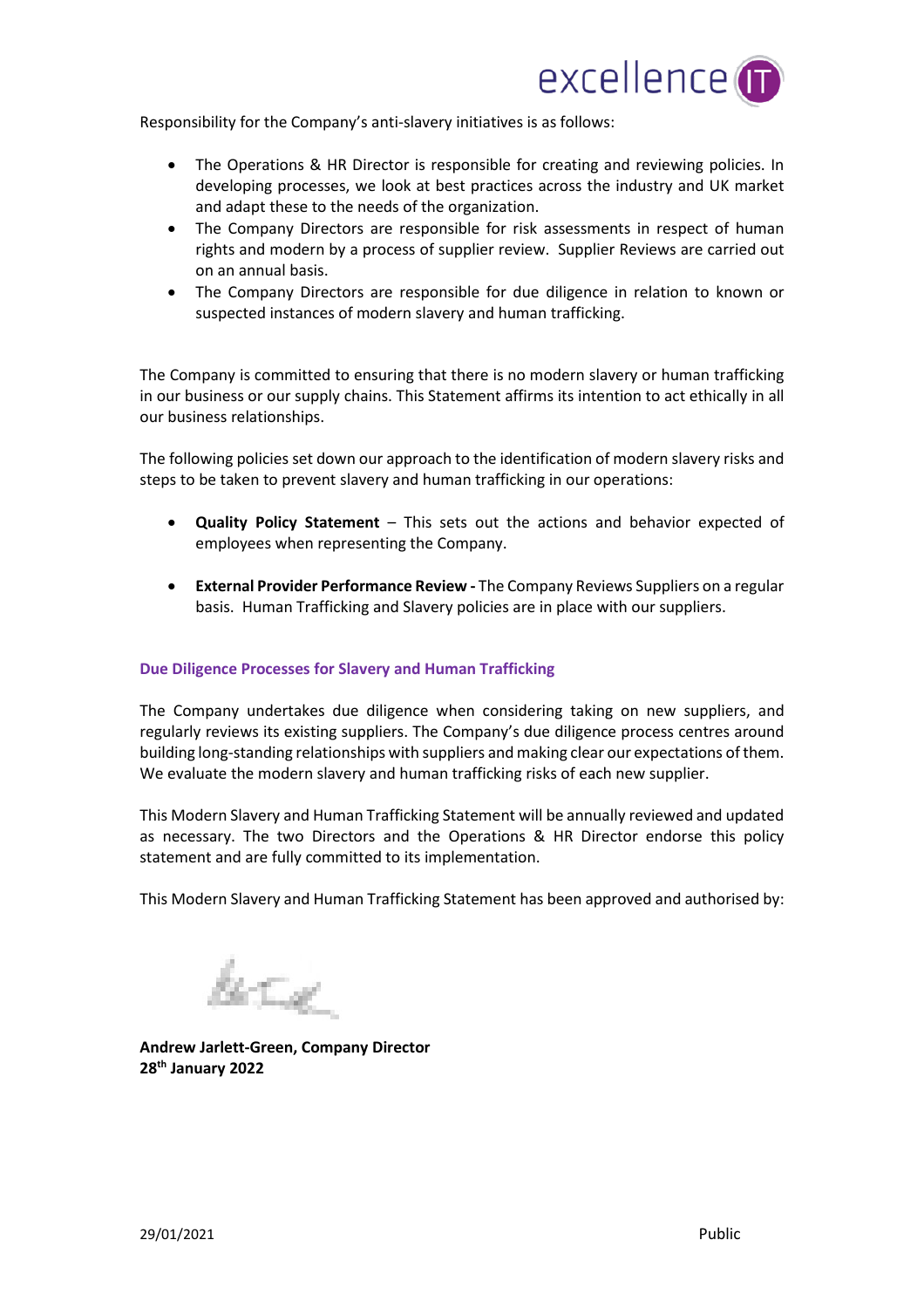Responsibility for the Company's anti-slavery initiatives is as follows:

- The Operations & HR Director is responsible for creating and reviewing policies. In developing processes, we look at best practices across the industry and UK market and adapt these to the needs of the organization.
- The Company Directors are responsible for risk assessments in respect of human rights and modern by a process of supplier review. Supplier Reviews are carried out on an annual basis.
- The Company Directors are responsible for due diligence in relation to known or suspected instances of modern slavery and human trafficking.

The Company is committed to ensuring that there is no modern slavery or human trafficking in our business or our supply chains. This Statement affirms its intention to act ethically in all our business relationships.

The following policies set down our approach to the identification of modern slavery risks and steps to be taken to prevent slavery and human trafficking in our operations:

- **Quality Policy Statement** – This sets out the actions and behavior expected of employees when representing the Company.

- **External Provider Performance Review -** The Company Reviews Suppliers on a regular basis. Human Trafficking and Slavery policies are in place with our suppliers.

## Due Diligence Processes for Slavery and Human Trafficking

The Company undertakes due diligence when considering taking on new suppliers, and regularly reviews its existing suppliers. The Company's due diligence process centres around building long-standing relationships with suppliers and making clear our expectations of them. We evaluate the modern slavery and human trafficking risks of each new supplier.

This Modern Slavery and Human Trafficking Statement will be annually reviewed and updated as necessary. The two Directors and the Operations & HR Director endorse this policy statement and are fully committed to its implementation.

This Modern Slavery and Human Trafficking Statement has been approved and authorised by:

**Andrew Jarlett-Green, Company Director**
**28th January 2022**

29/01/2021 Public